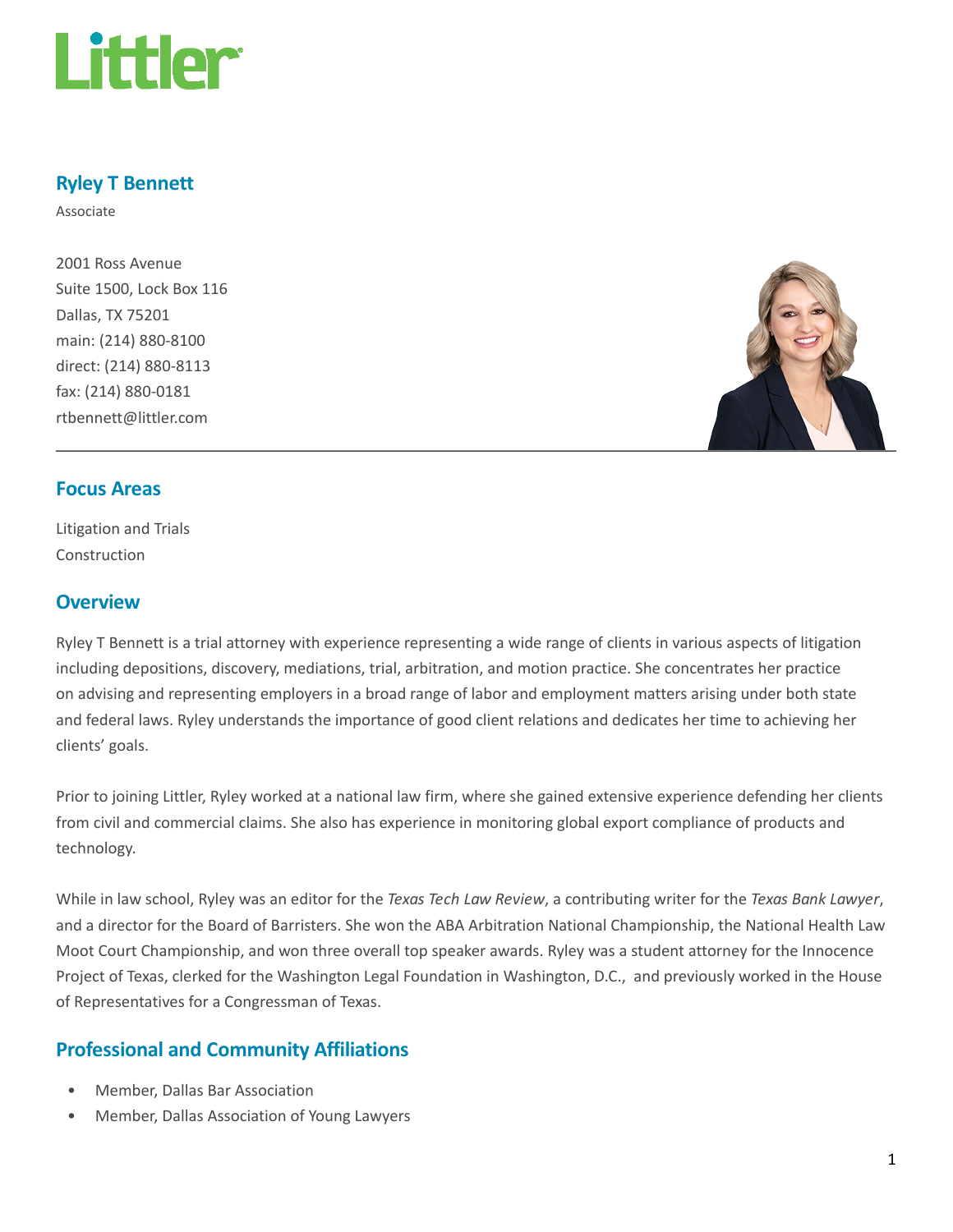# Ryley T Bennett

Associate

2001 Ross Avenue
Suite 1500, Lock Box 116
Dallas, TX 75201
main: (214) 880-8100
direct: (214) 880-8113
fax: (214) 880-0181
rtbennett@littler.com

## Focus Areas

Litigation and Trials
Construction

## Overview

Ryley T Bennett is a trial attorney with experience representing a wide range of clients in various aspects of litigation including depositions, discovery, mediations, trial, arbitration, and motion practice. She concentrates her practice on advising and representing employers in a broad range of labor and employment matters arising under both state and federal laws. Ryley understands the importance of good client relations and dedicates her time to achieving her clients' goals.

Prior to joining Littler, Ryley worked at a national law firm, where she gained extensive experience defending her clients from civil and commercial claims. She also has experience in monitoring global export compliance of products and technology.

While in law school, Ryley was an editor for the *Texas Tech Law Review*, a contributing writer for the *Texas Bank Lawyer*, and a director for the Board of Barristers. She won the ABA Arbitration National Championship, the National Health Law Moot Court Championship, and won three overall top speaker awards. Ryley was a student attorney for the Innocence Project of Texas, clerked for the Washington Legal Foundation in Washington, D.C., and previously worked in the House of Representatives for a Congressman of Texas.

## Professional and Community Affiliations

- Member, Dallas Bar Association
- Member, Dallas Association of Young Lawyers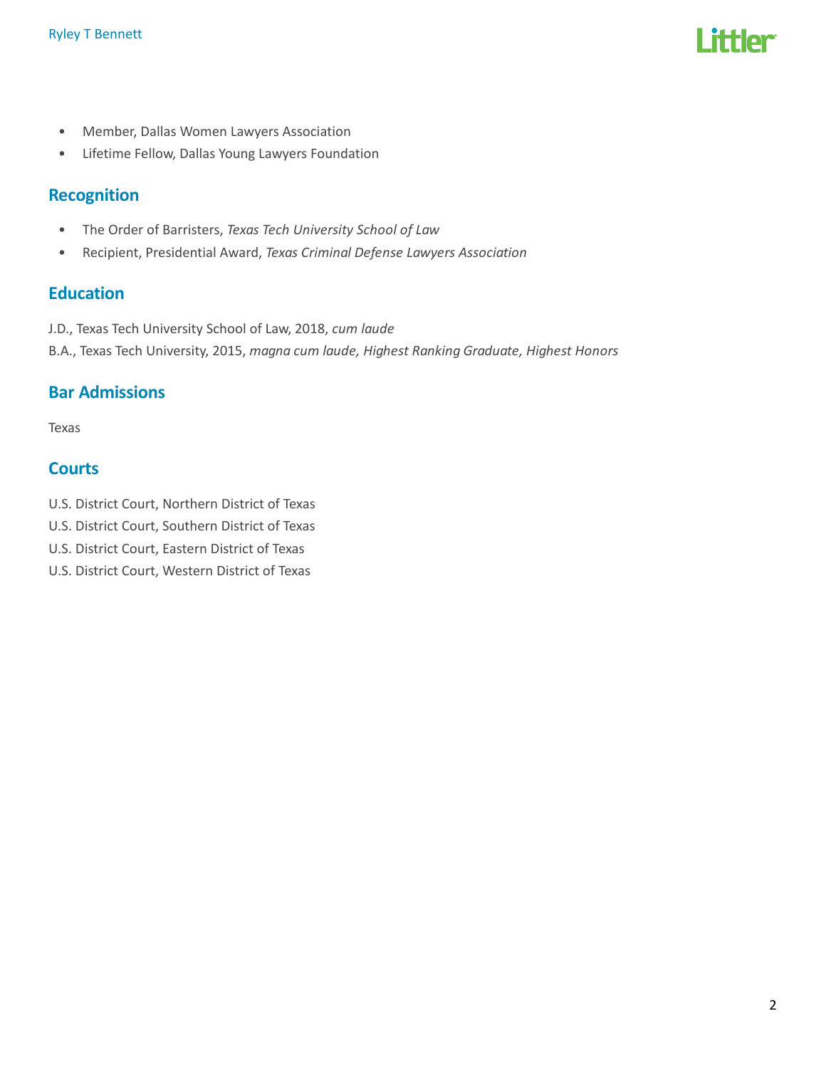- Member, Dallas Women Lawyers Association
- Lifetime Fellow, Dallas Young Lawyers Foundation

## Recognition

- The Order of Barristers, *Texas Tech University School of Law*
- Recipient, Presidential Award, *Texas Criminal Defense Lawyers Association*

## Education

J.D., Texas Tech University School of Law, 2018, *cum laude*

B.A., Texas Tech University, 2015, *magna cum laude, Highest Ranking Graduate, Highest Honors*

## Bar Admissions

Texas

## Courts

U.S. District Court, Northern District of Texas

U.S. District Court, Southern District of Texas

U.S. District Court, Eastern District of Texas

U.S. District Court, Western District of Texas